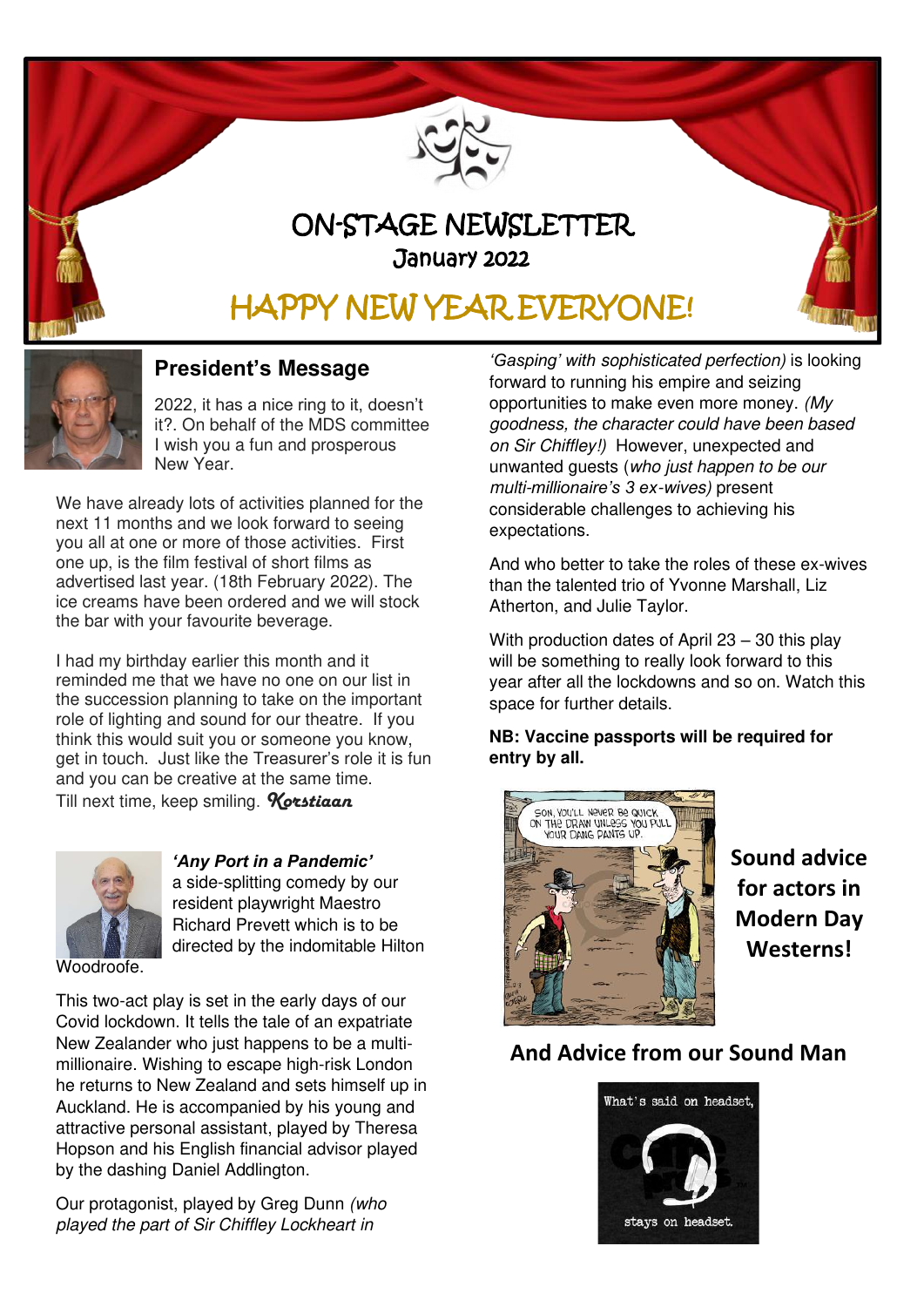# ON-STAGE NEWSLETTER

January 2022

## HAPPY NEW YEAR EVERYONE!

### President's Message

2022, it has a nice ring to it, doesn't it?. On behalf of the MDS committee I wish you a fun and prosperous New Year.

We have already lots of activities planned for the next 11 months and we look forward to seeing you all at one or more of those activities. First one up, is the film festival of short films as advertised last year. (18th February 2022). The ice creams have been ordered and we will stock the bar with your favourite beverage.

I had my birthday earlier this month and it reminded me that we have no one on our list in the succession planning to take on the important role of lighting and sound for our theatre. If you think this would suit you or someone you know, get in touch. Just like the Treasurer's role it is fun and you can be creative at the same time.

Till next time, keep smiling. *Korstiaan*

***'Any Port in a Pandemic'*** a side-splitting comedy by our resident playwright Maestro Richard Prevett which is to be directed by the indomitable Hilton Woodroofe.

This two-act play is set in the early days of our Covid lockdown. It tells the tale of an expatriate New Zealander who just happens to be a multi-millionaire. Wishing to escape high-risk London he returns to New Zealand and sets himself up in Auckland. He is accompanied by his young and attractive personal assistant, played by Theresa Hopson and his English financial advisor played by the dashing Daniel Addlington.

Our protagonist, played by Greg Dunn *(who played the part of Sir Chiffley Lockheart in 'Gasping' with sophisticated perfection)* is looking forward to running his empire and seizing opportunities to make even more money. *(My goodness, the character could have been based on Sir Chiffley!)* However, unexpected and unwanted guests (*who just happen to be our multi-millionaire's 3 ex-wives)* present considerable challenges to achieving his expectations.

And who better to take the roles of these ex-wives than the talented trio of Yvonne Marshall, Liz Atherton, and Julie Taylor.

With production dates of April 23 – 30 this play will be something to really look forward to this year after all the lockdowns and so on. Watch this space for further details.

**NB: Vaccine passports will be required for entry by all.**

**Sound advice for actors in Modern Day Westerns!**

**And Advice from our Sound Man**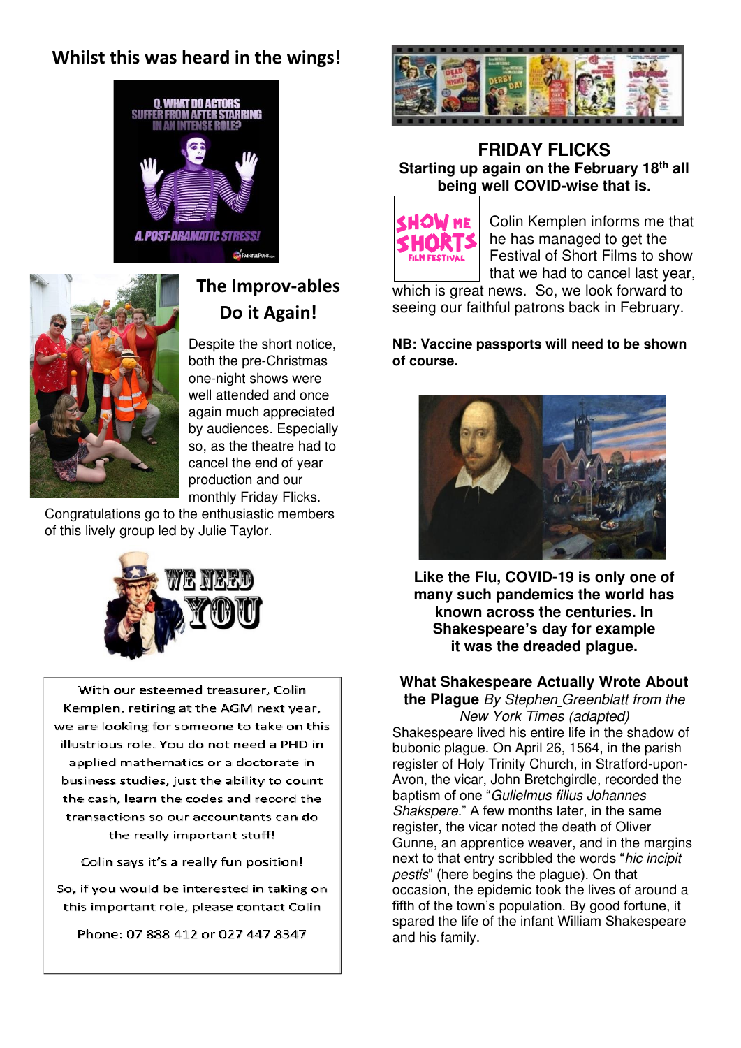## Whilst this was heard in the wings!

## The Improv-ables Do it Again!

Despite the short notice, both the pre-Christmas one-night shows were well attended and once again much appreciated by audiences. Especially so, as the theatre had to cancel the end of year production and our monthly Friday Flicks. Congratulations go to the enthusiastic members of this lively group led by Julie Taylor.

With our esteemed treasurer, Colin Kemplen, retiring at the AGM next year, we are looking for someone to take on this illustrious role. You do not need a PHD in applied mathematics or a doctorate in business studies, just the ability to count the cash, learn the codes and record the transactions so our accountants can do the really important stuff!

Colin says it's a really fun position!

So, if you would be interested in taking on this important role, please contact Colin

Phone: 07 888 412 or 027 447 8347

## FRIDAY FLICKS

**Starting up again on the February 18th all being well COVID-wise that is.**

Colin Kemplen informs me that he has managed to get the Festival of Short Films to show that we had to cancel last year, which is great news. So, we look forward to seeing our faithful patrons back in February.

**NB: Vaccine passports will need to be shown of course.**

**Like the Flu, COVID-19 is only one of many such pandemics the world has known across the centuries. In Shakespeare's day for example it was the dreaded plague.**

**What Shakespeare Actually Wrote About the Plague** *By Stephen Greenblatt from the New York Times (adapted)*

Shakespeare lived his entire life in the shadow of bubonic plague. On April 26, 1564, in the parish register of Holy Trinity Church, in Stratford-upon-Avon, the vicar, John Bretchgirdle, recorded the baptism of one "*Gulielmus filius Johannes Shakspere*." A few months later, in the same register, the vicar noted the death of Oliver Gunne, an apprentice weaver, and in the margins next to that entry scribbled the words "*hic incipit pestis*" (here begins the plague). On that occasion, the epidemic took the lives of around a fifth of the town's population. By good fortune, it spared the life of the infant William Shakespeare and his family.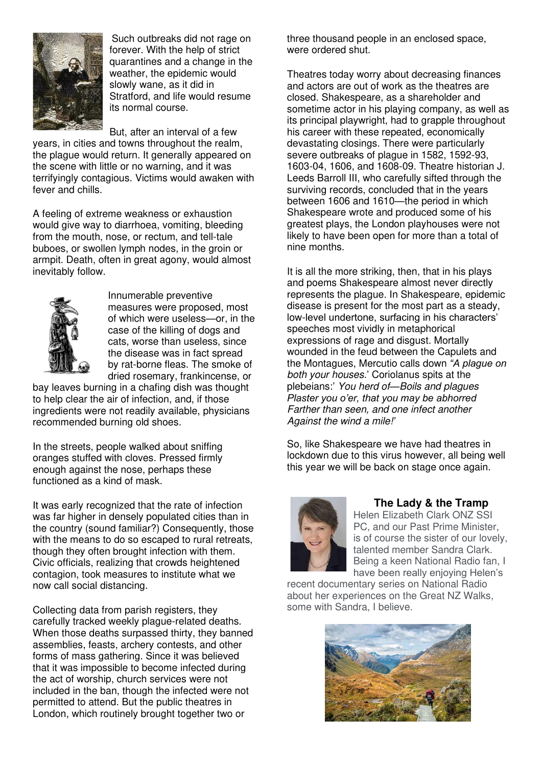Such outbreaks did not rage on forever. With the help of strict quarantines and a change in the weather, the epidemic would slowly wane, as it did in Stratford, and life would resume its normal course.

But, after an interval of a few years, in cities and towns throughout the realm, the plague would return. It generally appeared on the scene with little or no warning, and it was terrifyingly contagious. Victims would awaken with fever and chills.

A feeling of extreme weakness or exhaustion would give way to diarrhoea, vomiting, bleeding from the mouth, nose, or rectum, and tell-tale buboes, or swollen lymph nodes, in the groin or armpit. Death, often in great agony, would almost inevitably follow.

Innumerable preventive measures were proposed, most of which were useless—or, in the case of the killing of dogs and cats, worse than useless, since the disease was in fact spread by rat-borne fleas. The smoke of dried rosemary, frankincense, or bay leaves burning in a chafing dish was thought to help clear the air of infection, and, if those ingredients were not readily available, physicians recommended burning old shoes.

In the streets, people walked about sniffing oranges stuffed with cloves. Pressed firmly enough against the nose, perhaps these functioned as a kind of mask.

It was early recognized that the rate of infection was far higher in densely populated cities than in the country (sound familiar?) Consequently, those with the means to do so escaped to rural retreats, though they often brought infection with them. Civic officials, realizing that crowds heightened contagion, took measures to institute what we now call social distancing.

Collecting data from parish registers, they carefully tracked weekly plague-related deaths. When those deaths surpassed thirty, they banned assemblies, feasts, archery contests, and other forms of mass gathering. Since it was believed that it was impossible to become infected during the act of worship, church services were not included in the ban, though the infected were not permitted to attend. But the public theatres in London, which routinely brought together two or three thousand people in an enclosed space, were ordered shut.

Theatres today worry about decreasing finances and actors are out of work as the theatres are closed. Shakespeare, as a shareholder and sometime actor in his playing company, as well as its principal playwright, had to grapple throughout his career with these repeated, economically devastating closings. There were particularly severe outbreaks of plague in 1582, 1592-93, 1603-04, 1606, and 1608-09. Theatre historian J. Leeds Barroll III, who carefully sifted through the surviving records, concluded that in the years between 1606 and 1610—the period in which Shakespeare wrote and produced some of his greatest plays, the London playhouses were not likely to have been open for more than a total of nine months.

It is all the more striking, then, that in his plays and poems Shakespeare almost never directly represents the plague. In Shakespeare, epidemic disease is present for the most part as a steady, low-level undertone, surfacing in his characters' speeches most vividly in metaphorical expressions of rage and disgust. Mortally wounded in the feud between the Capulets and the Montagues, Mercutio calls down *"A plague on both your houses.*' Coriolanus spits at the plebeians:' *You herd of—Boils and plagues Plaster you o'er, that you may be abhorred Farther than seen, and one infect another Against the wind a mile!*'

So, like Shakespeare we have had theatres in lockdown due to this virus however, all being well this year we will be back on stage once again.

### The Lady & the Tramp

Helen Elizabeth Clark ONZ SSI PC, and our Past Prime Minister, is of course the sister of our lovely, talented member Sandra Clark. Being a keen National Radio fan, I have been really enjoying Helen's recent documentary series on National Radio about her experiences on the Great NZ Walks, some with Sandra, I believe.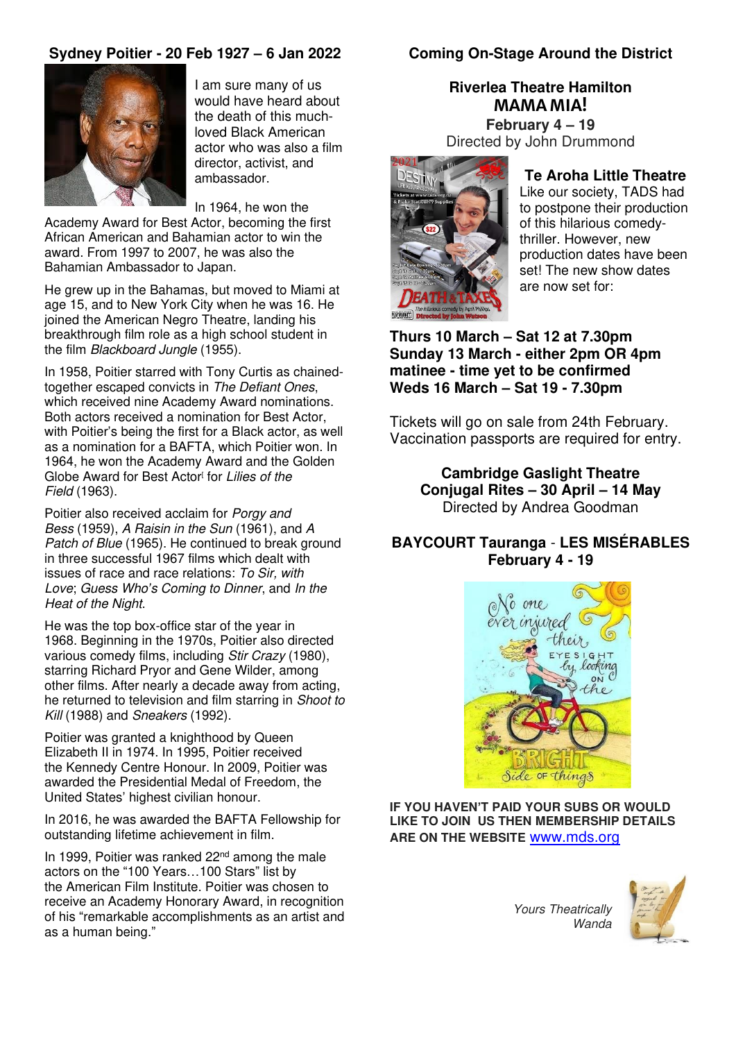## Sydney Poitier - 20 Feb 1927 – 6 Jan 2022

I am sure many of us would have heard about the death of this much-loved Black American actor who was also a film director, activist, and ambassador.

In 1964, he won the Academy Award for Best Actor, becoming the first African American and Bahamian actor to win the award. From 1997 to 2007, he was also the Bahamian Ambassador to Japan.

He grew up in the Bahamas, but moved to Miami at age 15, and to New York City when he was 16. He joined the American Negro Theatre, landing his breakthrough film role as a high school student in the film *Blackboard Jungle* (1955).

In 1958, Poitier starred with Tony Curtis as chained-together escaped convicts in *The Defiant Ones*, which received nine Academy Award nominations. Both actors received a nomination for Best Actor, with Poitier's being the first for a Black actor, as well as a nomination for a BAFTA, which Poitier won. In 1964, he won the Academy Award and the Golden Globe Award for Best Actor for *Lilies of the Field* (1963).

Poitier also received acclaim for *Porgy and Bess* (1959), *A Raisin in the Sun* (1961), and *A Patch of Blue* (1965). He continued to break ground in three successful 1967 films which dealt with issues of race and race relations: *To Sir, with Love*; *Guess Who's Coming to Dinner*, and *In the Heat of the Night*.

He was the top box-office star of the year in 1968. Beginning in the 1970s, Poitier also directed various comedy films, including *Stir Crazy* (1980), starring Richard Pryor and Gene Wilder, among other films. After nearly a decade away from acting, he returned to television and film starring in *Shoot to Kill* (1988) and *Sneakers* (1992).

Poitier was granted a knighthood by Queen Elizabeth II in 1974. In 1995, Poitier received the Kennedy Centre Honour. In 2009, Poitier was awarded the Presidential Medal of Freedom, the United States' highest civilian honour.

In 2016, he was awarded the BAFTA Fellowship for outstanding lifetime achievement in film.

In 1999, Poitier was ranked 22nd among the male actors on the "100 Years…100 Stars" list by the American Film Institute. Poitier was chosen to receive an Academy Honorary Award, in recognition of his "remarkable accomplishments as an artist and as a human being."

## Coming On-Stage Around the District

**Riverlea Theatre Hamilton**
**MAMA MIA!**
**February 4 – 19**
Directed by John Drummond

**Te Aroha Little Theatre**

Like our society, TADS had to postpone their production of this hilarious comedy-thriller. However, new production dates have been set! The new show dates are now set for:

**Thurs 10 March – Sat 12 at 7.30pm**
**Sunday 13 March - either 2pm OR 4pm matinee - time yet to be confirmed**
**Weds 16 March – Sat 19 - 7.30pm**

Tickets will go on sale from 24th February. Vaccination passports are required for entry.

**Cambridge Gaslight Theatre**
**Conjugal Rites – 30 April – 14 May**
Directed by Andrea Goodman

**BAYCOURT Tauranga - LES MISÉRABLES**
**February 4 - 19**

**IF YOU HAVEN'T PAID YOUR SUBS OR WOULD LIKE TO JOIN US THEN MEMBERSHIP DETAILS ARE ON THE WEBSITE** www.mds.org

*Yours Theatrically*
*Wanda*